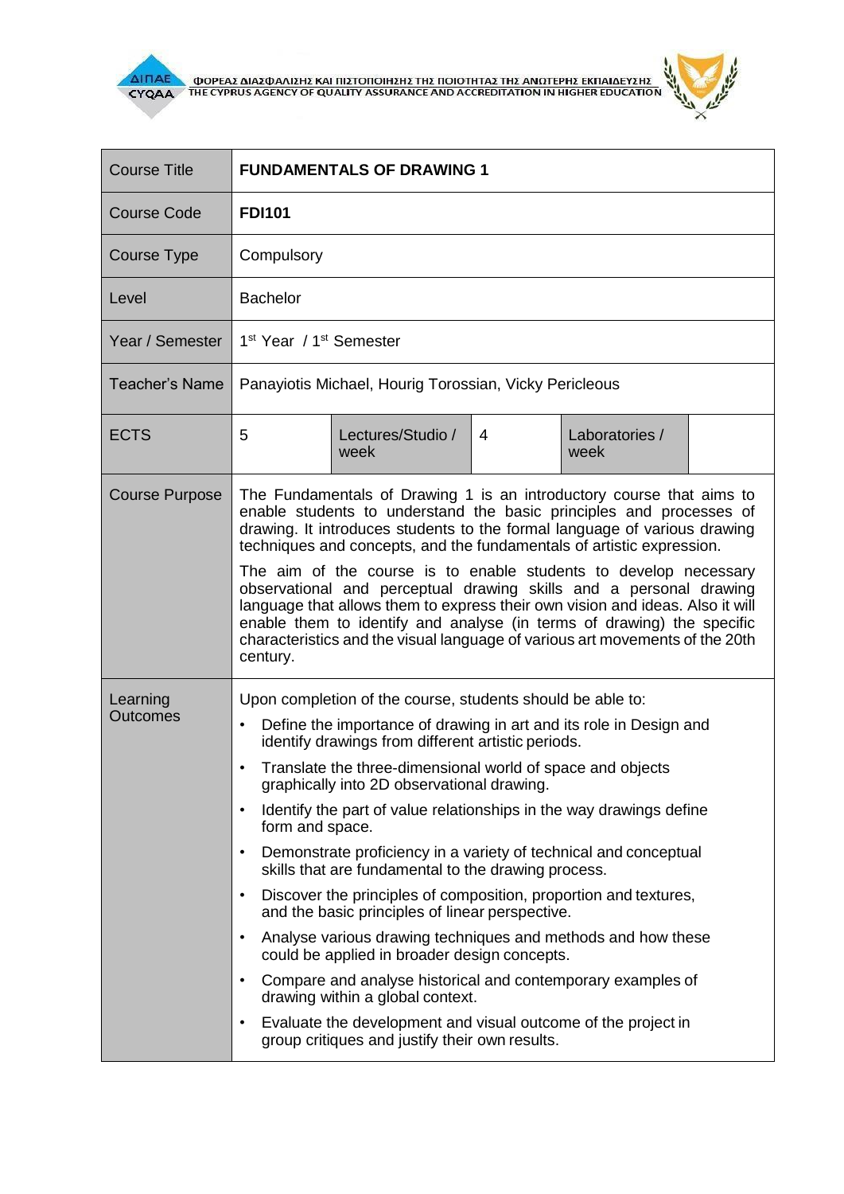ΦΟΡΕΑΣ ΔΙΑΣΦΑΛΙΣΗΣ ΚΑΙ ΠΙΣΤΟΠΟΙΗΣΗΣ ΤΗΣ ΠΟΙΟΤΗΤΑΣ ΤΗΣ ΑΝΩΤΕΡΗΣ ΕΚΠΑΙΔΕΥΣΗΣ
THE CYPRUS AGENCY OF QUALITY ASSURANCE AND ACCREDITATION IN HIGHER EDUCATION

| Course Title | **FUNDAMENTALS OF DRAWING 1** | | | | |
|---|---|---|---|---|---|
| Course Code | **FDI101** | | | | |
| Course Type | Compulsory | | | | |
| Level | Bachelor | | | | |
| Year / Semester | 1st Year / 1st Semester | | | | |
| Teacher's Name | Panayiotis Michael, Hourig Torossian, Vicky Pericleous | | | | |
| ECTS | 5 | Lectures/Studio / week | 4 | Laboratories / week | |
| Course Purpose | The Fundamentals of Drawing 1 is an introductory course that aims to enable students to understand the basic principles and processes of drawing. It introduces students to the formal language of various drawing techniques and concepts, and the fundamentals of artistic expression.<br><br>The aim of the course is to enable students to develop necessary observational and perceptual drawing skills and a personal drawing language that allows them to express their own vision and ideas. Also it will enable them to identify and analyse (in terms of drawing) the specific characteristics and the visual language of various art movements of the 20th century. | | | | |
| Learning Outcomes | Upon completion of the course, students should be able to:<br>• Define the importance of drawing in art and its role in Design and identify drawings from different artistic periods.<br>• Translate the three-dimensional world of space and objects graphically into 2D observational drawing.<br>• Identify the part of value relationships in the way drawings define form and space.<br>• Demonstrate proficiency in a variety of technical and conceptual skills that are fundamental to the drawing process.<br>• Discover the principles of composition, proportion and textures, and the basic principles of linear perspective.<br>• Analyse various drawing techniques and methods and how these could be applied in broader design concepts.<br>• Compare and analyse historical and contemporary examples of drawing within a global context.<br>• Evaluate the development and visual outcome of the project in group critiques and justify their own results. | | | | |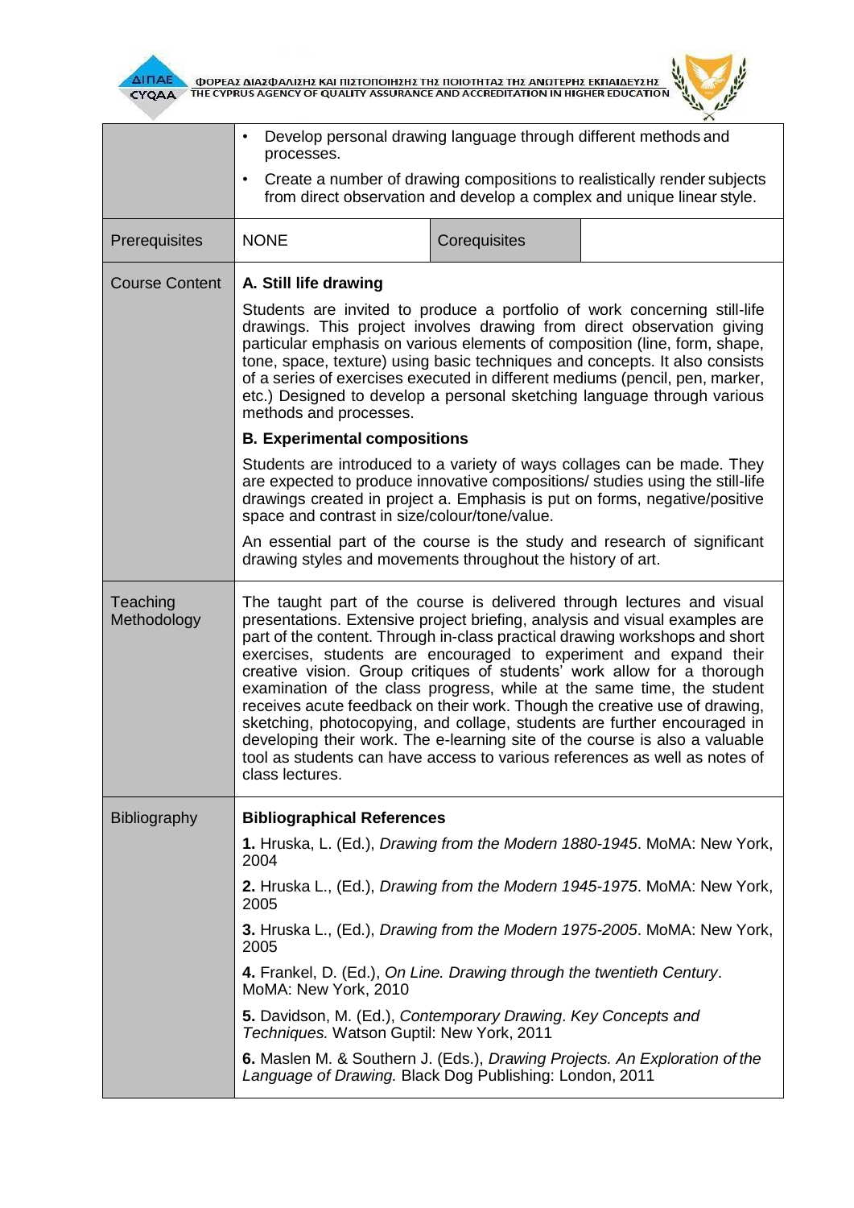| | | | |
|---|---|---|---|
| | • Develop personal drawing language through different methods and processes.<br>• Create a number of drawing compositions to realistically render subjects from direct observation and develop a complex and unique linear style. | | |
| Prerequisites | NONE | Corequisites | |
| Course Content | **A. Still life drawing**<br><br>Students are invited to produce a portfolio of work concerning still-life drawings. This project involves drawing from direct observation giving particular emphasis on various elements of composition (line, form, shape, tone, space, texture) using basic techniques and concepts. It also consists of a series of exercises executed in different mediums (pencil, pen, marker, etc.) Designed to develop a personal sketching language through various methods and processes.<br><br>**B. Experimental compositions**<br><br>Students are introduced to a variety of ways collages can be made. They are expected to produce innovative compositions/ studies using the still-life drawings created in project a. Emphasis is put on forms, negative/positive space and contrast in size/colour/tone/value.<br><br>An essential part of the course is the study and research of significant drawing styles and movements throughout the history of art. | | |
| Teaching Methodology | The taught part of the course is delivered through lectures and visual presentations. Extensive project briefing, analysis and visual examples are part of the content. Through in-class practical drawing workshops and short exercises, students are encouraged to experiment and expand their creative vision. Group critiques of students' work allow for a thorough examination of the class progress, while at the same time, the student receives acute feedback on their work. Though the creative use of drawing, sketching, photocopying, and collage, students are further encouraged in developing their work. The e-learning site of the course is also a valuable tool as students can have access to various references as well as notes of class lectures. | | |
| Bibliography | **Bibliographical References**<br><br>**1.** Hruska, L. (Ed.), *Drawing from the Modern 1880-1945*. MoMA: New York, 2004<br><br>**2.** Hruska L., (Ed.), *Drawing from the Modern 1945-1975*. MoMA: New York, 2005<br><br>**3.** Hruska L., (Ed.), *Drawing from the Modern 1975-2005*. MoMA: New York, 2005<br><br>**4.** Frankel, D. (Ed.), *On Line. Drawing through the twentieth Century*. MoMA: New York, 2010<br><br>**5.** Davidson, M. (Ed.), *Contemporary Drawing. Key Concepts and Techniques.* Watson Guptil: New York, 2011<br><br>**6.** Maslen M. & Southern J. (Eds.), *Drawing Projects. An Exploration of the Language of Drawing.* Black Dog Publishing: London, 2011 | | |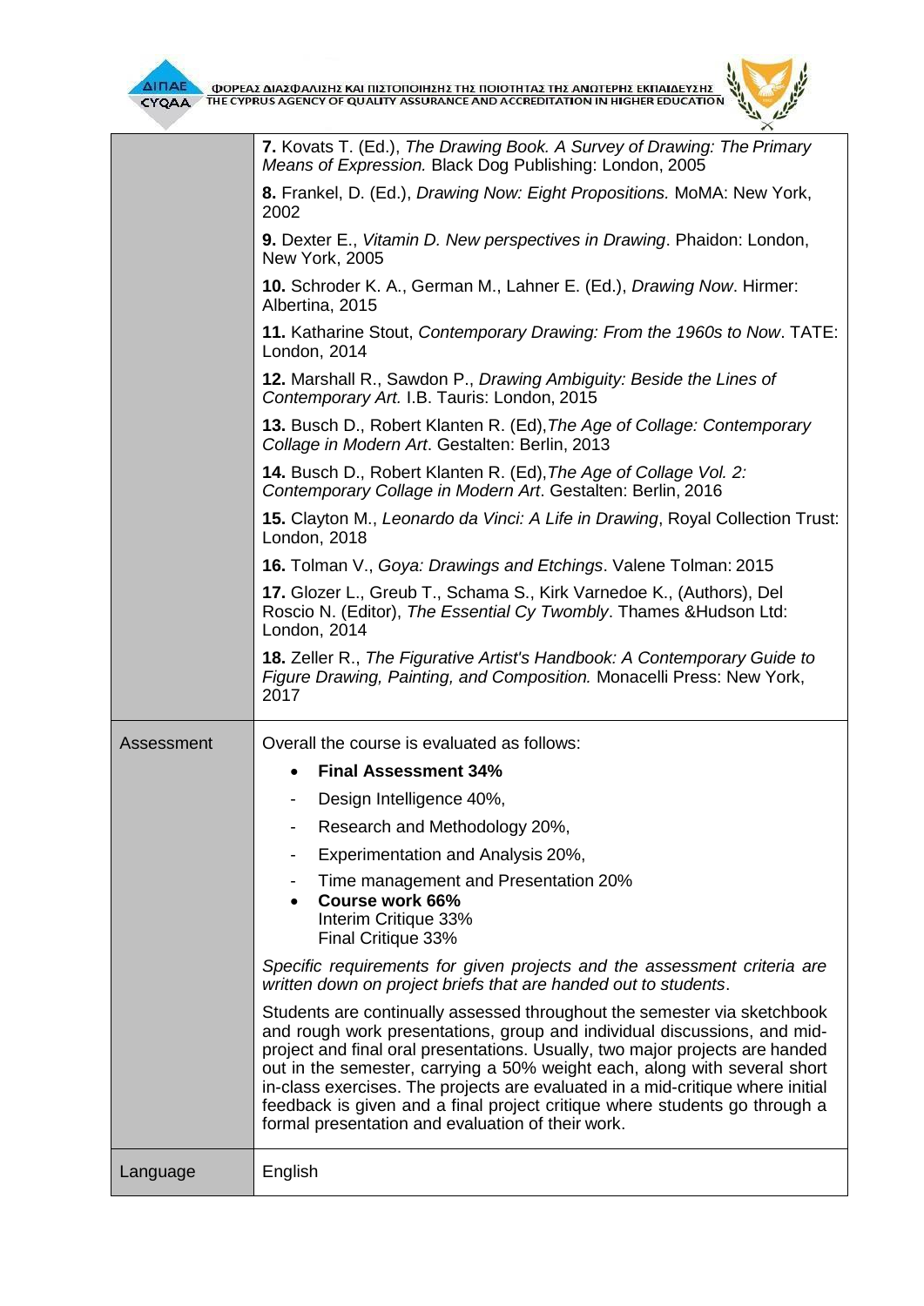| | |
|---|---|
| | **7.** Kovats T. (Ed.), *The Drawing Book. A Survey of Drawing: The Primary Means of Expression.* Black Dog Publishing: London, 2005<br><br>**8.** Frankel, D. (Ed.), *Drawing Now: Eight Propositions.* MoMA: New York, 2002<br><br>**9.** Dexter E., *Vitamin D. New perspectives in Drawing*. Phaidon: London, New York, 2005<br><br>**10.** Schroder K. A., German M., Lahner E. (Ed.), *Drawing Now*. Hirmer: Albertina, 2015<br><br>**11.** Katharine Stout, *Contemporary Drawing: From the 1960s to Now*. TATE: London, 2014<br><br>**12.** Marshall R., Sawdon P., *Drawing Ambiguity: Beside the Lines of Contemporary Art.* I.B. Tauris: London, 2015<br><br>**13.** Busch D., Robert Klanten R. (Ed), *The Age of Collage: Contemporary Collage in Modern Art*. Gestalten: Berlin, 2013<br><br>**14.** Busch D., Robert Klanten R. (Ed), *The Age of Collage Vol. 2: Contemporary Collage in Modern Art*. Gestalten: Berlin, 2016<br><br>**15.** Clayton M., *Leonardo da Vinci: A Life in Drawing*, Royal Collection Trust: London, 2018<br><br>**16.** Tolman V., *Goya: Drawings and Etchings*. Valene Tolman: 2015<br><br>**17.** Glozer L., Greub T., Schama S., Kirk Varnedoe K., (Authors), Del Roscio N. (Editor), *The Essential Cy Twombly*. Thames &Hudson Ltd: London, 2014<br><br>**18.** Zeller R., *The Figurative Artist's Handbook: A Contemporary Guide to Figure Drawing, Painting, and Composition.* Monacelli Press: New York, 2017 |
| Assessment | Overall the course is evaluated as follows:<br><br>• **Final Assessment 34%**<br>- Design Intelligence 40%,<br>- Research and Methodology 20%,<br>- Experimentation and Analysis 20%,<br>- Time management and Presentation 20%<br><br>• **Course work 66%**<br>Interim Critique 33%<br>Final Critique 33%<br><br>*Specific requirements for given projects and the assessment criteria are written down on project briefs that are handed out to students*.<br><br>Students are continually assessed throughout the semester via sketchbook and rough work presentations, group and individual discussions, and mid-project and final oral presentations. Usually, two major projects are handed out in the semester, carrying a 50% weight each, along with several short in-class exercises. The projects are evaluated in a mid-critique where initial feedback is given and a final project critique where students go through a formal presentation and evaluation of their work. |
| Language | English |